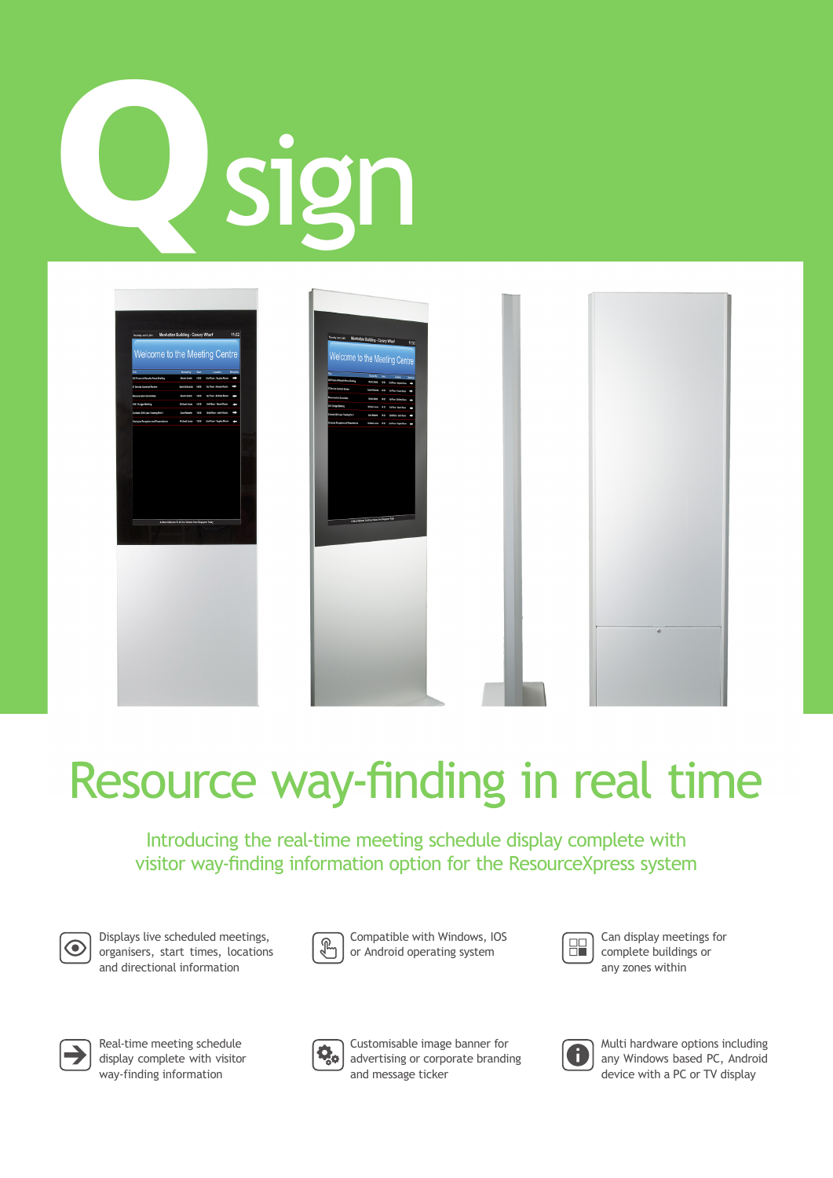# Qsign

## Resource way-finding in real time

Introducing the real-time meeting schedule display complete with visitor way-finding information option for the ResourceXpress system

- Displays live scheduled meetings, organisers, start times, locations and directional information
- Compatible with Windows, IOS or Android operating system
- Can display meetings for complete buildings or any zones within
- Real-time meeting schedule display complete with visitor way-finding information
- Customisable image banner for advertising or corporate branding and message ticker
- Multi hardware options including any Windows based PC, Android device with a PC or TV display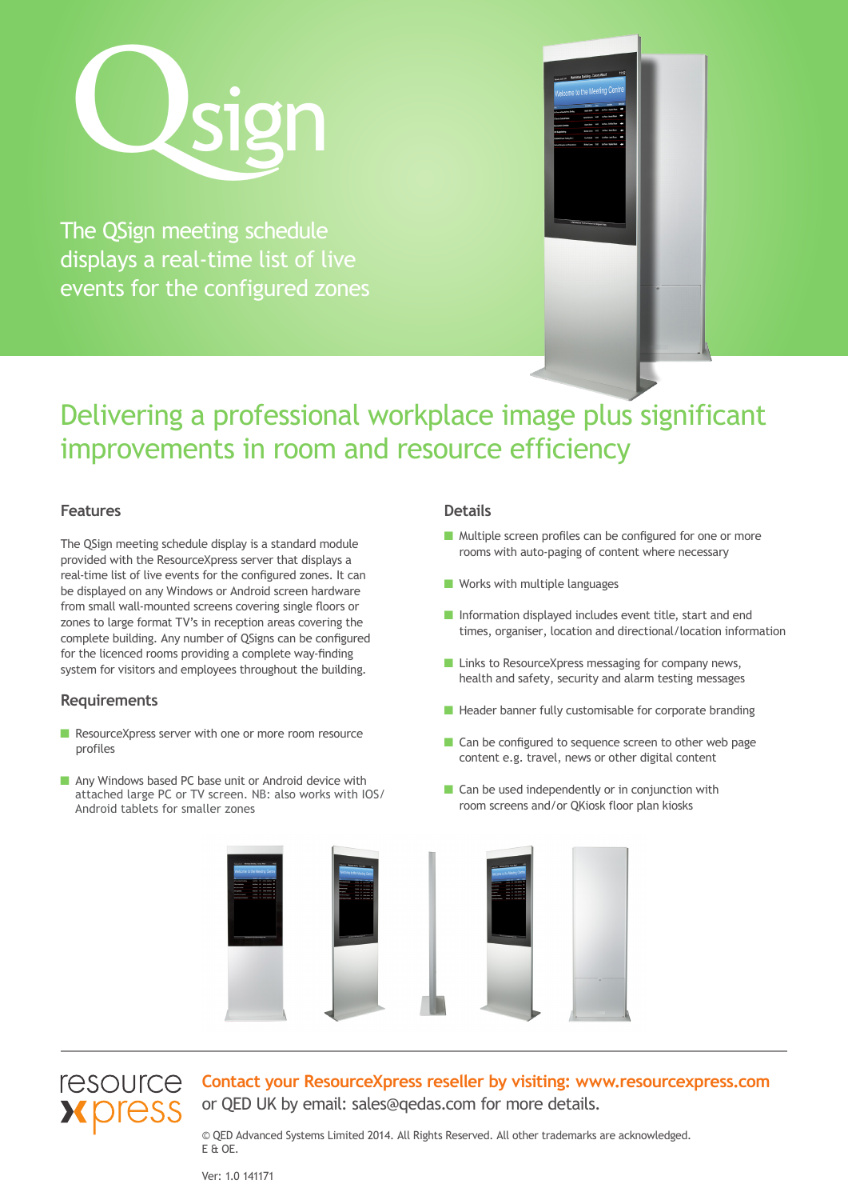# QSign

The QSign meeting schedule displays a real-time list of live events for the configured zones

## Delivering a professional workplace image plus significant improvements in room and resource efficiency

### Features

The QSign meeting schedule display is a standard module provided with the ResourceXpress server that displays a real-time list of live events for the configured zones. It can be displayed on any Windows or Android screen hardware from small wall-mounted screens covering single floors or zones to large format TV's in reception areas covering the complete building. Any number of QSigns can be configured for the licenced rooms providing a complete way-finding system for visitors and employees throughout the building.

### Requirements

- ResourceXpress server with one or more room resource profiles
- Any Windows based PC base unit or Android device with attached large PC or TV screen. NB: also works with IOS/ Android tablets for smaller zones

### Details

- Multiple screen profiles can be configured for one or more rooms with auto-paging of content where necessary
- Works with multiple languages
- Information displayed includes event title, start and end times, organiser, location and directional/location information
- Links to ResourceXpress messaging for company news, health and safety, security and alarm testing messages
- Header banner fully customisable for corporate branding
- Can be configured to sequence screen to other web page content e.g. travel, news or other digital content
- Can be used independently or in conjunction with room screens and/or QKiosk floor plan kiosks

---

resource xpress

**Contact your ResourceXpress reseller by visiting: www.resourcexpress.com**
or QED UK by email: sales@qedas.com for more details.

© QED Advanced Systems Limited 2014. All Rights Reserved. All other trademarks are acknowledged.
E & OE.

Ver: 1.0 141171